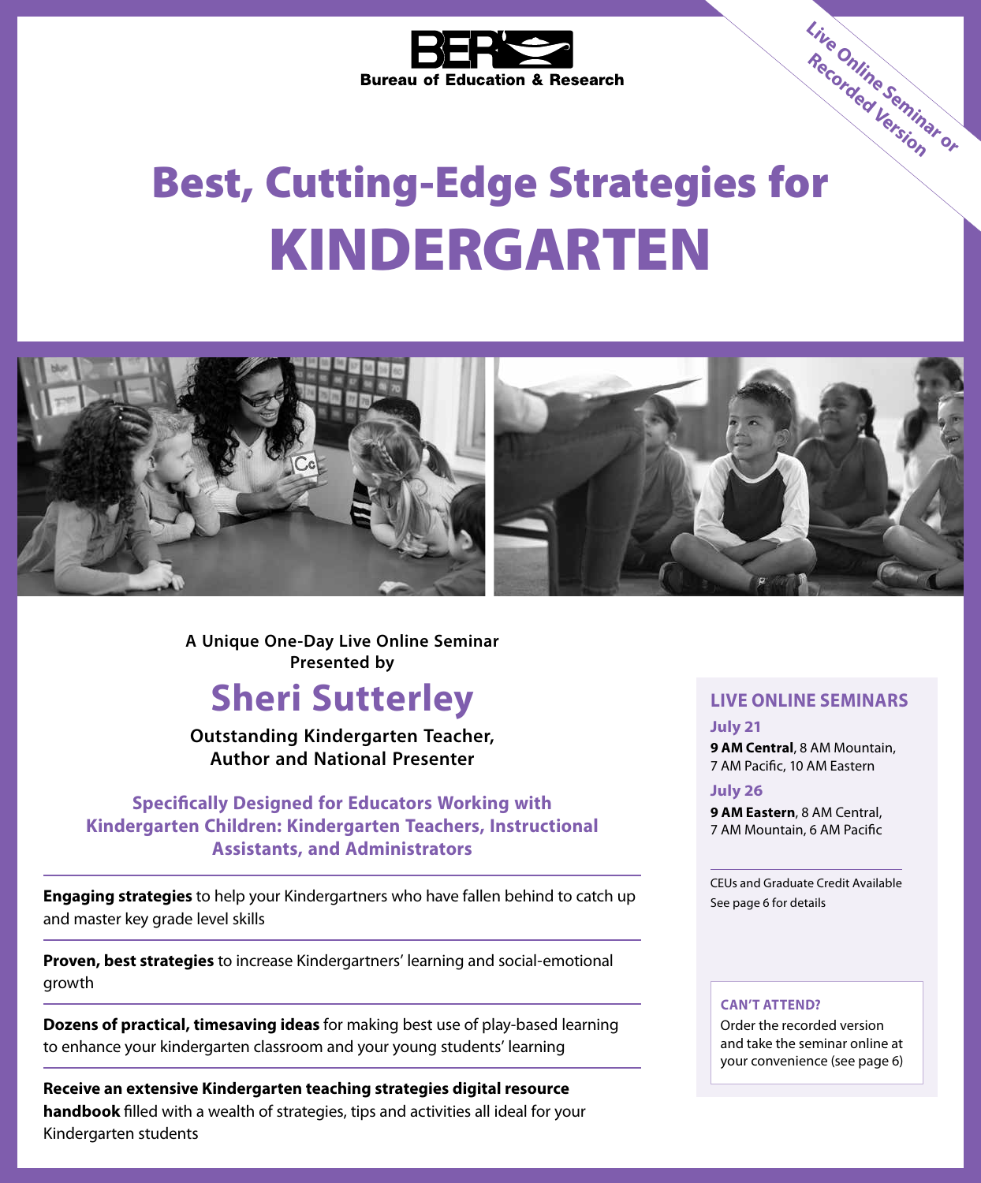BER

Bureau of Education & Research

Live Online Seminar or Recorded Version

# Best, Cutting-Edge Strategies for KINDERGARTEN

**A Unique One-Day Live Online Seminar Presented by**

## Sheri Sutterley

**Outstanding Kindergarten Teacher, Author and National Presenter**

**Specifically Designed for Educators Working with Kindergarten Children: Kindergarten Teachers, Instructional Assistants, and Administrators**

**Engaging strategies** to help your Kindergartners who have fallen behind to catch up and master key grade level skills

**Proven, best strategies** to increase Kindergartners' learning and social-emotional growth

**Dozens of practical, timesaving ideas** for making best use of play-based learning to enhance your kindergarten classroom and your young students' learning

**Receive an extensive Kindergarten teaching strategies digital resource handbook** filled with a wealth of strategies, tips and activities all ideal for your Kindergarten students

### LIVE ONLINE SEMINARS

**July 21**

**9 AM Central**, 8 AM Mountain, 7 AM Pacific, 10 AM Eastern

**July 26**

**9 AM Eastern**, 8 AM Central, 7 AM Mountain, 6 AM Pacific

CEUs and Graduate Credit Available
See page 6 for details

**CAN'T ATTEND?**

Order the recorded version and take the seminar online at your convenience (see page 6)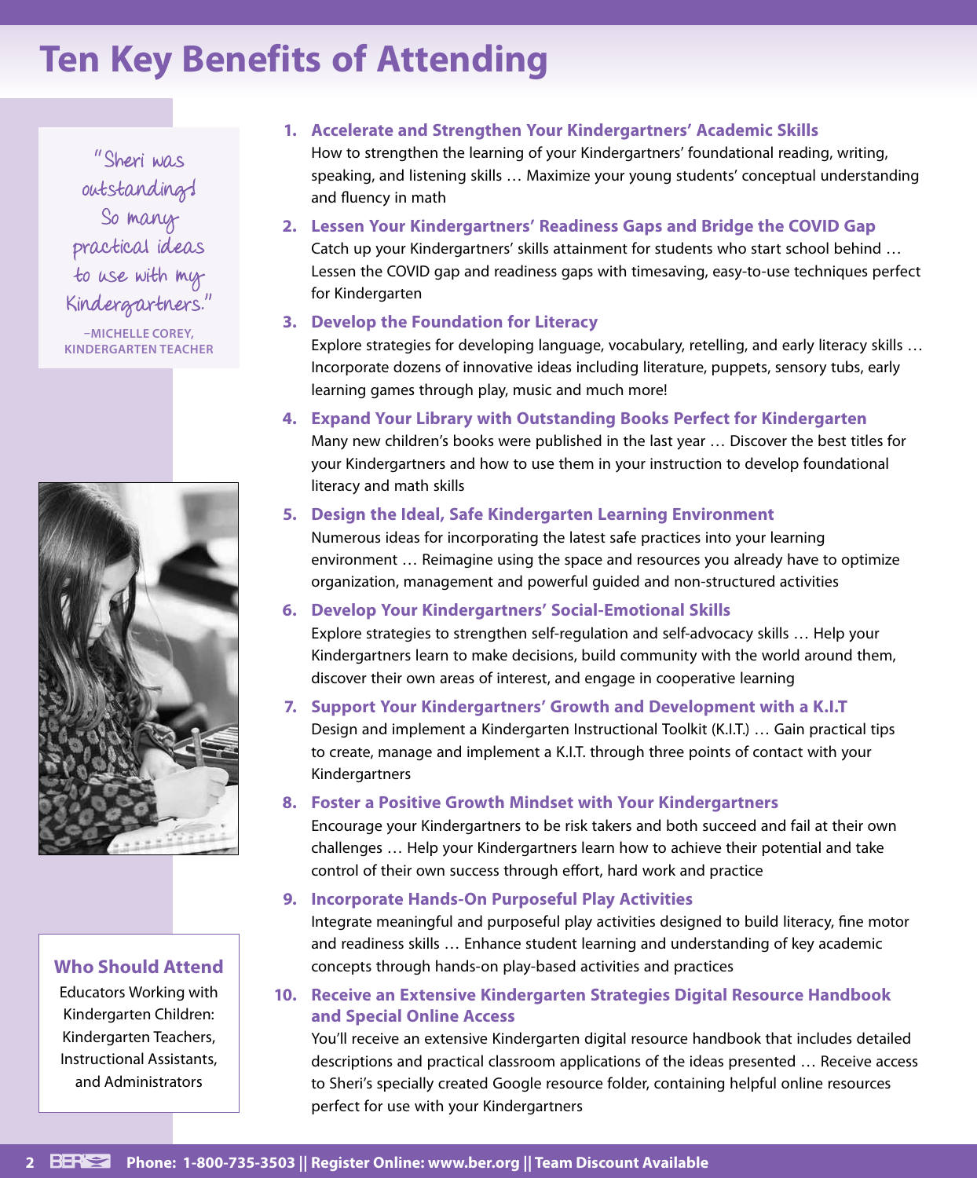# Ten Key Benefits of Attending

"Sheri was outstanding! So many practical ideas to use with my Kindergartners."

–MICHELLE COREY, KINDERGARTEN TEACHER

1. **Accelerate and Strengthen Your Kindergartners' Academic Skills**
   How to strengthen the learning of your Kindergartners' foundational reading, writing, speaking, and listening skills … Maximize your young students' conceptual understanding and fluency in math

2. **Lessen Your Kindergartners' Readiness Gaps and Bridge the COVID Gap**
   Catch up your Kindergartners' skills attainment for students who start school behind … Lessen the COVID gap and readiness gaps with timesaving, easy-to-use techniques perfect for Kindergarten

3. **Develop the Foundation for Literacy**
   Explore strategies for developing language, vocabulary, retelling, and early literacy skills … Incorporate dozens of innovative ideas including literature, puppets, sensory tubs, early learning games through play, music and much more!

4. **Expand Your Library with Outstanding Books Perfect for Kindergarten**
   Many new children's books were published in the last year … Discover the best titles for your Kindergartners and how to use them in your instruction to develop foundational literacy and math skills

5. **Design the Ideal, Safe Kindergarten Learning Environment**
   Numerous ideas for incorporating the latest safe practices into your learning environment … Reimagine using the space and resources you already have to optimize organization, management and powerful guided and non-structured activities

6. **Develop Your Kindergartners' Social-Emotional Skills**
   Explore strategies to strengthen self-regulation and self-advocacy skills … Help your Kindergartners learn to make decisions, build community with the world around them, discover their own areas of interest, and engage in cooperative learning

7. **Support Your Kindergartners' Growth and Development with a K.I.T**
   Design and implement a Kindergarten Instructional Toolkit (K.I.T.) … Gain practical tips to create, manage and implement a K.I.T. through three points of contact with your Kindergartners

8. **Foster a Positive Growth Mindset with Your Kindergartners**
   Encourage your Kindergartners to be risk takers and both succeed and fail at their own challenges … Help your Kindergartners learn how to achieve their potential and take control of their own success through effort, hard work and practice

9. **Incorporate Hands-On Purposeful Play Activities**
   Integrate meaningful and purposeful play activities designed to build literacy, fine motor and readiness skills … Enhance student learning and understanding of key academic concepts through hands-on play-based activities and practices

10. **Receive an Extensive Kindergarten Strategies Digital Resource Handbook and Special Online Access**
    You'll receive an extensive Kindergarten digital resource handbook that includes detailed descriptions and practical classroom applications of the ideas presented … Receive access to Sheri's specially created Google resource folder, containing helpful online resources perfect for use with your Kindergartners

## Who Should Attend

Educators Working with Kindergarten Children: Kindergarten Teachers, Instructional Assistants, and Administrators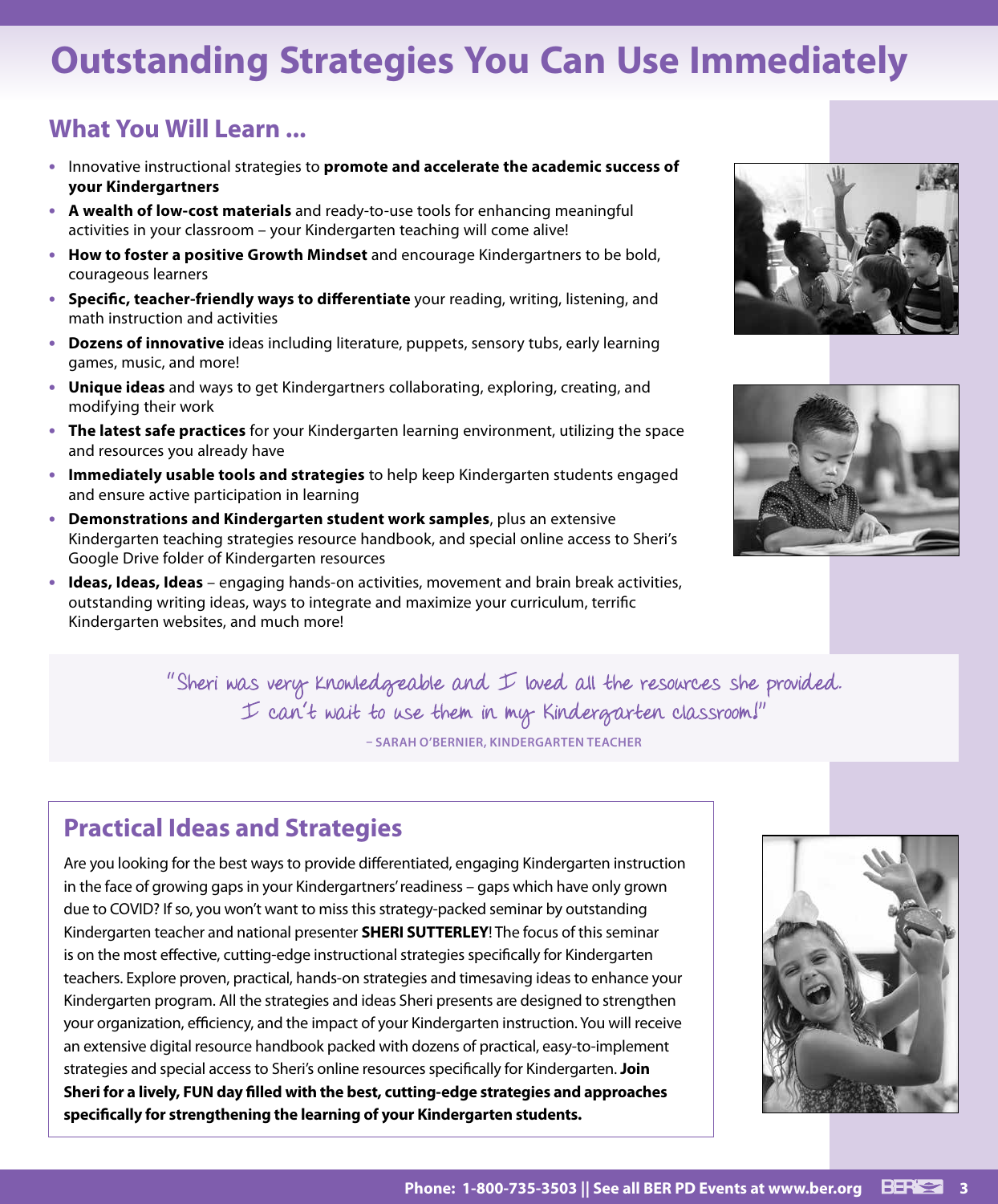# Outstanding Strategies You Can Use Immediately

## What You Will Learn ...

- Innovative instructional strategies to **promote and accelerate the academic success of your Kindergartners**
- **A wealth of low-cost materials** and ready-to-use tools for enhancing meaningful activities in your classroom – your Kindergarten teaching will come alive!
- **How to foster a positive Growth Mindset** and encourage Kindergartners to be bold, courageous learners
- **Specific, teacher-friendly ways to differentiate** your reading, writing, listening, and math instruction and activities
- **Dozens of innovative** ideas including literature, puppets, sensory tubs, early learning games, music, and more!
- **Unique ideas** and ways to get Kindergartners collaborating, exploring, creating, and modifying their work
- **The latest safe practices** for your Kindergarten learning environment, utilizing the space and resources you already have
- **Immediately usable tools and strategies** to help keep Kindergarten students engaged and ensure active participation in learning
- **Demonstrations and Kindergarten student work samples**, plus an extensive Kindergarten teaching strategies resource handbook, and special online access to Sheri's Google Drive folder of Kindergarten resources
- **Ideas, Ideas, Ideas** – engaging hands-on activities, movement and brain break activities, outstanding writing ideas, ways to integrate and maximize your curriculum, terrific Kindergarten websites, and much more!

"Sheri was very knowledgeable and I loved all the resources she provided. I can't wait to use them in my Kindergarten classroom!"

– SARAH O'BERNIER, KINDERGARTEN TEACHER

## Practical Ideas and Strategies

Are you looking for the best ways to provide differentiated, engaging Kindergarten instruction in the face of growing gaps in your Kindergartners' readiness – gaps which have only grown due to COVID? If so, you won't want to miss this strategy-packed seminar by outstanding Kindergarten teacher and national presenter **SHERI SUTTERLEY**! The focus of this seminar is on the most effective, cutting-edge instructional strategies specifically for Kindergarten teachers. Explore proven, practical, hands-on strategies and timesaving ideas to enhance your Kindergarten program. All the strategies and ideas Sheri presents are designed to strengthen your organization, efficiency, and the impact of your Kindergarten instruction. You will receive an extensive digital resource handbook packed with dozens of practical, easy-to-implement strategies and special access to Sheri's online resources specifically for Kindergarten. **Join Sheri for a lively, FUN day filled with the best, cutting-edge strategies and approaches specifically for strengthening the learning of your Kindergarten students.**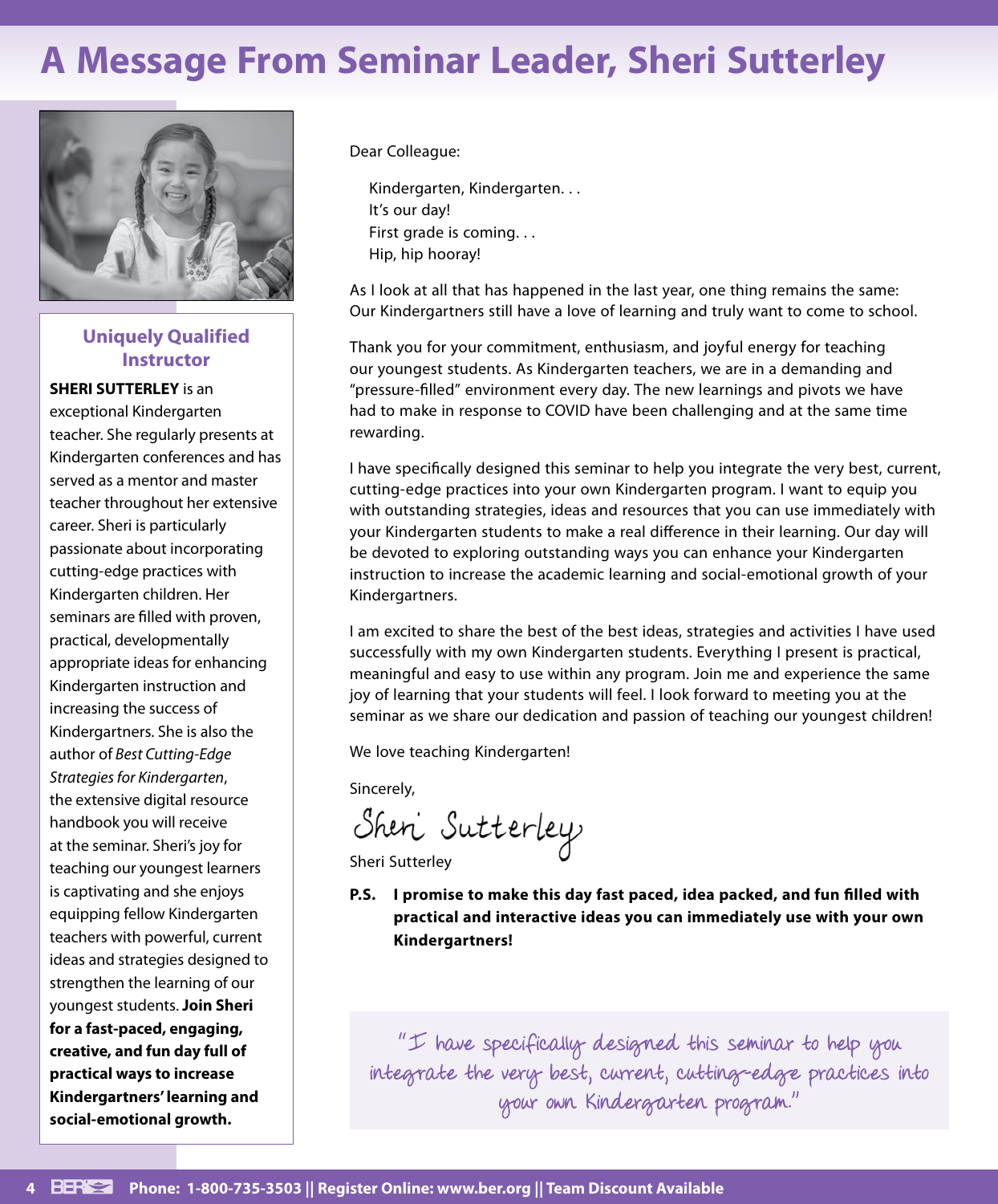# A Message From Seminar Leader, Sheri Sutterley

### Uniquely Qualified Instructor

**SHERI SUTTERLEY** is an exceptional Kindergarten teacher. She regularly presents at Kindergarten conferences and has served as a mentor and master teacher throughout her extensive career. Sheri is particularly passionate about incorporating cutting-edge practices with Kindergarten children. Her seminars are filled with proven, practical, developmentally appropriate ideas for enhancing Kindergarten instruction and increasing the success of Kindergartners. She is also the author of *Best Cutting-Edge Strategies for Kindergarten*, the extensive digital resource handbook you will receive at the seminar. Sheri's joy for teaching our youngest learners is captivating and she enjoys equipping fellow Kindergarten teachers with powerful, current ideas and strategies designed to strengthen the learning of our youngest students. **Join Sheri for a fast-paced, engaging, creative, and fun day full of practical ways to increase Kindergartners' learning and social-emotional growth.**

Dear Colleague:

Kindergarten, Kindergarten. . .
It's our day!
First grade is coming. . .
Hip, hip hooray!

As I look at all that has happened in the last year, one thing remains the same: Our Kindergartners still have a love of learning and truly want to come to school.

Thank you for your commitment, enthusiasm, and joyful energy for teaching our youngest students. As Kindergarten teachers, we are in a demanding and "pressure-filled" environment every day. The new learnings and pivots we have had to make in response to COVID have been challenging and at the same time rewarding.

I have specifically designed this seminar to help you integrate the very best, current, cutting-edge practices into your own Kindergarten program. I want to equip you with outstanding strategies, ideas and resources that you can use immediately with your Kindergarten students to make a real difference in their learning. Our day will be devoted to exploring outstanding ways you can enhance your Kindergarten instruction to increase the academic learning and social-emotional growth of your Kindergartners.

I am excited to share the best of the best ideas, strategies and activities I have used successfully with my own Kindergarten students. Everything I present is practical, meaningful and easy to use within any program. Join me and experience the same joy of learning that your students will feel. I look forward to meeting you at the seminar as we share our dedication and passion of teaching our youngest children!

We love teaching Kindergarten!

Sincerely,

Sheri Sutterley

Sheri Sutterley

**P.S. I promise to make this day fast paced, idea packed, and fun filled with practical and interactive ideas you can immediately use with your own Kindergartners!**

"I have specifically designed this seminar to help you integrate the very best, current, cutting-edge practices into your own Kindergarten program."

**Phone: 1-800-735-3503 || Register Online: www.ber.org || Team Discount Available**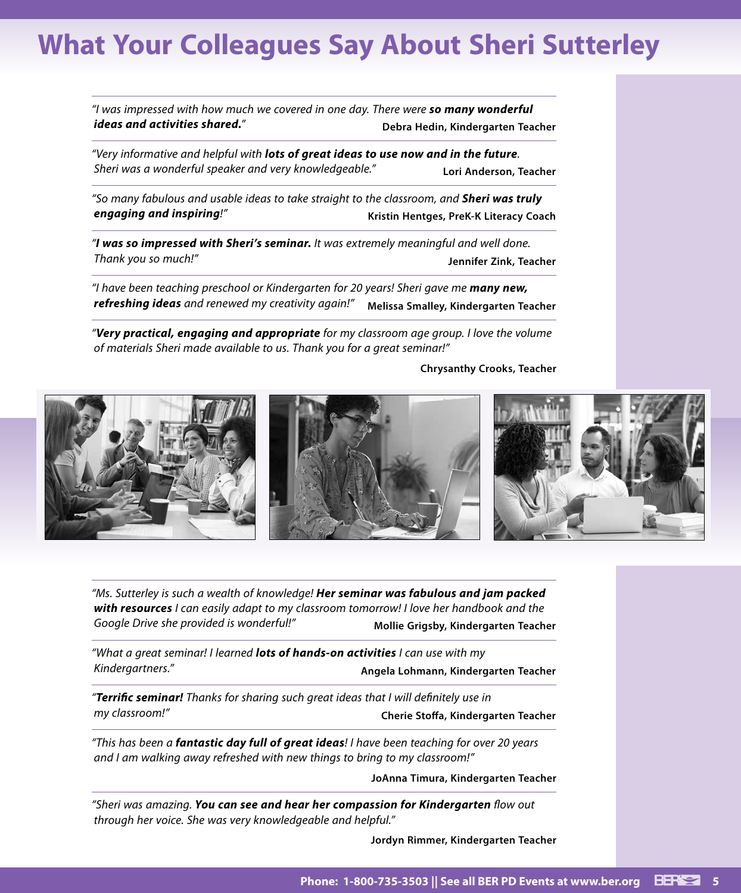# What Your Colleagues Say About Sheri Sutterley

*"I was impressed with how much we covered in one day. There were **so many wonderful ideas and activities shared.**"*

**Debra Hedin, Kindergarten Teacher**

---

*"Very informative and helpful with **lots of great ideas to use now and in the future**. Sheri was a wonderful speaker and very knowledgeable."*

**Lori Anderson, Teacher**

---

*"So many fabulous and usable ideas to take straight to the classroom, and **Sheri was truly engaging and inspiring**!"*

**Kristin Hentges, PreK-K Literacy Coach**

---

*"**I was so impressed with Sheri's seminar.** It was extremely meaningful and well done. Thank you so much!"*

**Jennifer Zink, Teacher**

---

*"I have been teaching preschool or Kindergarten for 20 years! Sheri gave me **many new, refreshing ideas** and renewed my creativity again!"*

**Melissa Smalley, Kindergarten Teacher**

---

*"**Very practical, engaging and appropriate** for my classroom age group. I love the volume of materials Sheri made available to us. Thank you for a great seminar!"*

**Chrysanthy Crooks, Teacher**

---

*"Ms. Sutterley is such a wealth of knowledge! **Her seminar was fabulous and jam packed with resources** I can easily adapt to my classroom tomorrow! I love her handbook and the Google Drive she provided is wonderful!"*

**Mollie Grigsby, Kindergarten Teacher**

---

*"What a great seminar! I learned **lots of hands-on activities** I can use with my Kindergartners."*

**Angela Lohmann, Kindergarten Teacher**

---

*"**Terrific seminar!** Thanks for sharing such great ideas that I will definitely use in my classroom!"*

**Cherie Stoffa, Kindergarten Teacher**

---

*"This has been a **fantastic day full of great ideas**! I have been teaching for over 20 years and I am walking away refreshed with new things to bring to my classroom!"*

**JoAnna Timura, Kindergarten Teacher**

---

*"Sheri was amazing. **You can see and hear her compassion for Kindergarten** flow out through her voice. She was very knowledgeable and helpful."*

**Jordyn Rimmer, Kindergarten Teacher**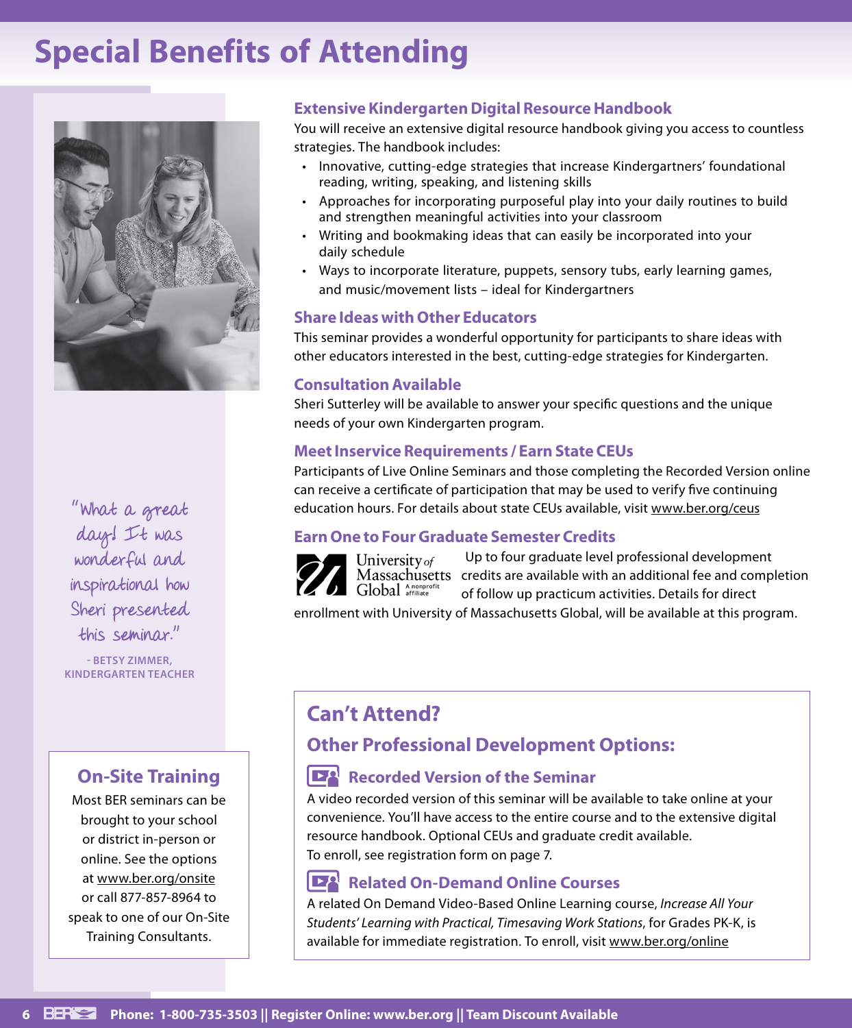# Special Benefits of Attending

"What a great day! It was wonderful and inspirational how Sheri presented this seminar."

- BETSY ZIMMER, KINDERGARTEN TEACHER

### On-Site Training

Most BER seminars can be brought to your school or district in-person or online. See the options at www.ber.org/onsite or call 877-857-8964 to speak to one of our On-Site Training Consultants.

### Extensive Kindergarten Digital Resource Handbook

You will receive an extensive digital resource handbook giving you access to countless strategies. The handbook includes:

- Innovative, cutting-edge strategies that increase Kindergartners' foundational reading, writing, speaking, and listening skills
- Approaches for incorporating purposeful play into your daily routines to build and strengthen meaningful activities into your classroom
- Writing and bookmaking ideas that can easily be incorporated into your daily schedule
- Ways to incorporate literature, puppets, sensory tubs, early learning games, and music/movement lists – ideal for Kindergartners

### Share Ideas with Other Educators

This seminar provides a wonderful opportunity for participants to share ideas with other educators interested in the best, cutting-edge strategies for Kindergarten.

### Consultation Available

Sheri Sutterley will be available to answer your specific questions and the unique needs of your own Kindergarten program.

### Meet Inservice Requirements / Earn State CEUs

Participants of Live Online Seminars and those completing the Recorded Version online can receive a certificate of participation that may be used to verify five continuing education hours. For details about state CEUs available, visit www.ber.org/ceus

### Earn One to Four Graduate Semester Credits

University of Massachusetts Global A nonprofit affiliate

Up to four graduate level professional development credits are available with an additional fee and completion of follow up practicum activities. Details for direct enrollment with University of Massachusetts Global, will be available at this program.

## Can't Attend?

### Other Professional Development Options:

#### Recorded Version of the Seminar

A video recorded version of this seminar will be available to take online at your convenience. You'll have access to the entire course and to the extensive digital resource handbook. Optional CEUs and graduate credit available.
To enroll, see registration form on page 7.

#### Related On-Demand Online Courses

A related On Demand Video-Based Online Learning course, *Increase All Your Students' Learning with Practical, Timesaving Work Stations*, for Grades PK-K, is available for immediate registration. To enroll, visit www.ber.org/online

Phone: 1-800-735-3503 || Register Online: www.ber.org || Team Discount Available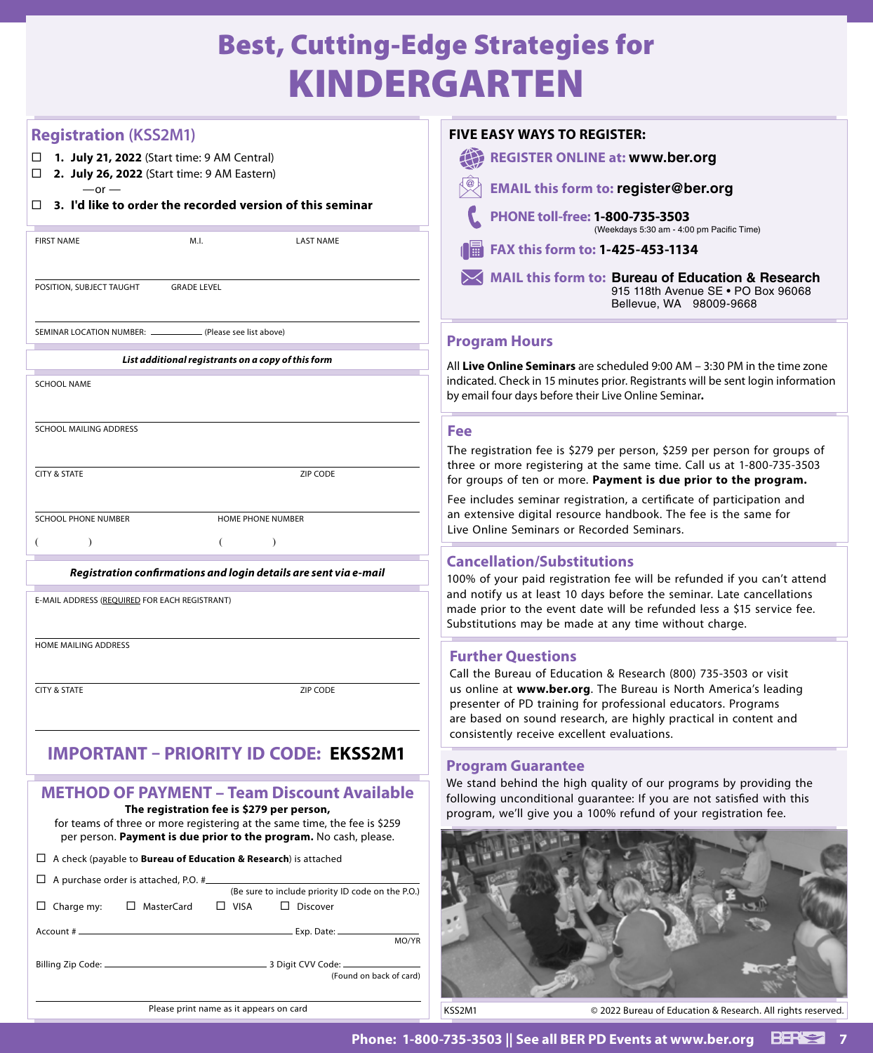# Best, Cutting-Edge Strategies for KINDERGARTEN

## Registration (KSS2M1)

☐ **1. July 21, 2022** (Start time: 9 AM Central)

☐ **2. July 26, 2022** (Start time: 9 AM Eastern)

—or —

☐ **3. I'd like to order the recorded version of this seminar**

FIRST NAME M.I. LAST NAME

POSITION, SUBJECT TAUGHT GRADE LEVEL

SEMINAR LOCATION NUMBER: ________ (Please see list above)

***List additional registrants on a copy of this form***

SCHOOL NAME

SCHOOL MAILING ADDRESS

CITY & STATE ZIP CODE

SCHOOL PHONE NUMBER ( ) HOME PHONE NUMBER ( )

***Registration confirmations and login details are sent via e-mail***

E-MAIL ADDRESS (REQUIRED FOR EACH REGISTRANT)

HOME MAILING ADDRESS

CITY & STATE ZIP CODE

## IMPORTANT – PRIORITY ID CODE: **EKSS2M1**

## METHOD OF PAYMENT – Team Discount Available

**The registration fee is $279 per person,** for teams of three or more registering at the same time, the fee is $259 per person. **Payment is due prior to the program.** No cash, please.

☐ A check (payable to **Bureau of Education & Research**) is attached

☐ A purchase order is attached, P.O. # ________ (Be sure to include priority ID code on the P.O.)

☐ Charge my: ☐ MasterCard ☐ VISA ☐ Discover

Account # ________ Exp. Date: ________ MO/YR

Billing Zip Code: ________ 3 Digit CVV Code: ________ (Found on back of card)

Please print name as it appears on card

## FIVE EASY WAYS TO REGISTER:

- **REGISTER ONLINE at: www.ber.org**
- **EMAIL this form to: register@ber.org**
- **PHONE toll-free: 1-800-735-3503** (Weekdays 5:30 am - 4:00 pm Pacific Time)
- **FAX this form to: 1-425-453-1134**
- **MAIL this form to: Bureau of Education & Research**
  915 118th Avenue SE • PO Box 96068
  Bellevue, WA 98009-9668

## Program Hours

All **Live Online Seminars** are scheduled 9:00 AM – 3:30 PM in the time zone indicated. Check in 15 minutes prior. Registrants will be sent login information by email four days before their Live Online Seminar**.**

## Fee

The registration fee is $279 per person, $259 per person for groups of three or more registering at the same time. Call us at 1-800-735-3503 for groups of ten or more. **Payment is due prior to the program.**

Fee includes seminar registration, a certificate of participation and an extensive digital resource handbook. The fee is the same for Live Online Seminars or Recorded Seminars.

## Cancellation/Substitutions

100% of your paid registration fee will be refunded if you can't attend and notify us at least 10 days before the seminar. Late cancellations made prior to the event date will be refunded less a $15 service fee. Substitutions may be made at any time without charge.

## Further Questions

Call the Bureau of Education & Research (800) 735-3503 or visit us online at **www.ber.org**. The Bureau is North America's leading presenter of PD training for professional educators. Programs are based on sound research, are highly practical in content and consistently receive excellent evaluations.

## Program Guarantee

We stand behind the high quality of our programs by providing the following unconditional guarantee: If you are not satisfied with this program, we'll give you a 100% refund of your registration fee.

KSS2M1 © 2022 Bureau of Education & Research. All rights reserved.

**Phone: 1-800-735-3503 || See all BER PD Events at www.ber.org**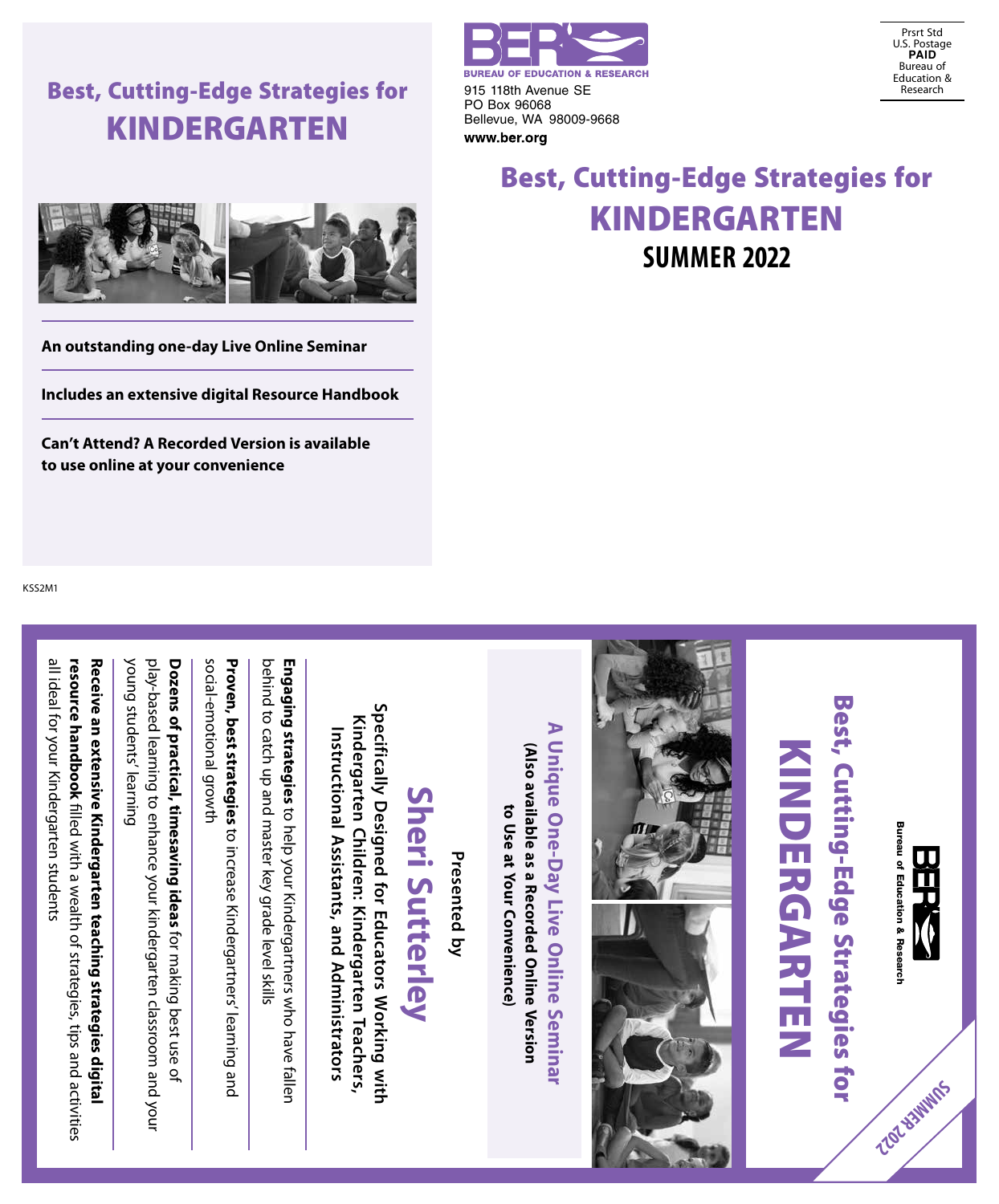## Best, Cutting-Edge Strategies for
# KINDERGARTEN

**An outstanding one-day Live Online Seminar**

**Includes an extensive digital Resource Handbook**

**Can't Attend? A Recorded Version is available to use online at your convenience**

KSS2M1

BER BUREAU OF EDUCATION & RESEARCH
915 118th Avenue SE
PO Box 96068
Bellevue, WA 98009-9668
**www.ber.org**

Prsrt Std
U.S. Postage
**PAID**
Bureau of Education & Research

## Best, Cutting-Edge Strategies for
# KINDERGARTEN
## SUMMER 2022

---

BER Bureau of Education & Research

## Best, Cutting-Edge Strategies for
# KINDERGARTEN

SUMMER 2022

**A Unique One-Day Live Online Seminar**
**(Also available as a Recorded Online Version to Use at Your Convenience)**

Presented by
## Sheri Sutterley

**Specifically Designed for Educators Working with Kindergarten Children: Kindergarten Teachers, Instructional Assistants, and Administrators**

**Engaging strategies** to help your Kindergartners who have fallen behind to catch up and master key grade level skills

**Proven, best strategies** to increase Kindergartners' learning and social-emotional growth

**Dozens of practical, timesaving ideas** for making best use of play-based learning to enhance your kindergarten classroom and your young students' learning

**Receive an extensive Kindergarten teaching strategies digital resource handbook** filled with a wealth of strategies, tips and activities all ideal for your Kindergarten students